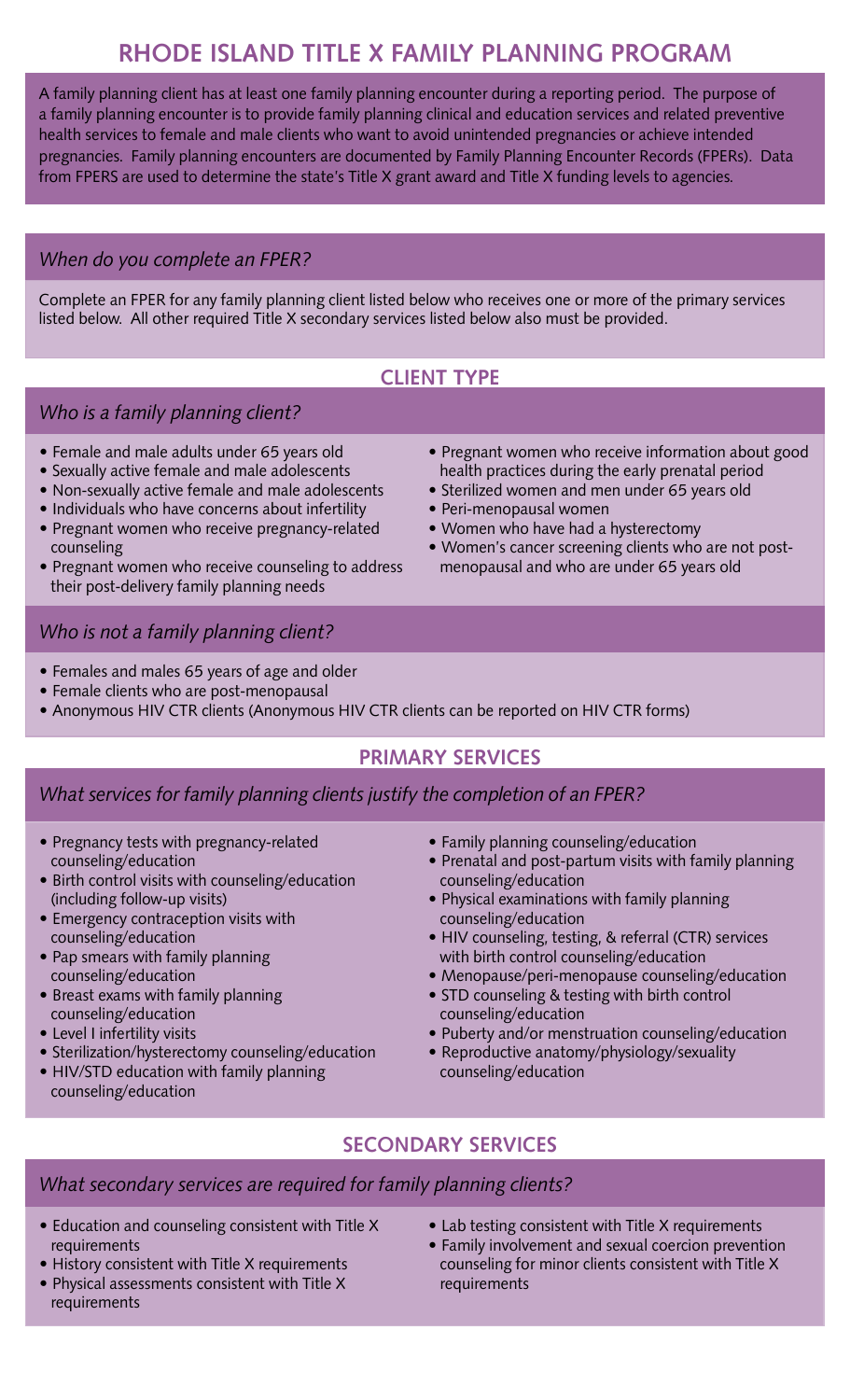// Page 1 of Rhode Island Title X Family Planning Program document
# RHODE ISLAND TITLE X FAMILY PLANNING PROGRAM

A family planning client has at least one family planning encounter during a reporting period. The purpose of a family planning encounter is to provide family planning clinical and education services and related preventive health services to female and male clients who want to avoid unintended pregnancies or achieve intended pregnancies. Family planning encounters are documented by Family Planning Encounter Records (FPERs). Data from FPERS are used to determine the state's Title X grant award and Title X funding levels to agencies.

### *When do you complete an FPER?*

Complete an FPER for any family planning client listed below who receives one or more of the primary services listed below. All other required Title X secondary services listed below also must be provided.

## CLIENT TYPE

### *Who is a family planning client?*

- Female and male adults under 65 years old
- Sexually active female and male adolescents
- Non-sexually active female and male adolescents
- Individuals who have concerns about infertility
- Pregnant women who receive pregnancy-related counseling
- Pregnant women who receive counseling to address their post-delivery family planning needs
- Pregnant women who receive information about good health practices during the early prenatal period
- Sterilized women and men under 65 years old
- Peri-menopausal women
- Women who have had a hysterectomy
- Women's cancer screening clients who are not post-menopausal and who are under 65 years old

### *Who is not a family planning client?*

- Females and males 65 years of age and older
- Female clients who are post-menopausal
- Anonymous HIV CTR clients (Anonymous HIV CTR clients can be reported on HIV CTR forms)

## PRIMARY SERVICES

### *What services for family planning clients justify the completion of an FPER?*

- Pregnancy tests with pregnancy-related counseling/education
- Birth control visits with counseling/education (including follow-up visits)
- Emergency contraception visits with counseling/education
- Pap smears with family planning counseling/education
- Breast exams with family planning counseling/education
- Level I infertility visits
- Sterilization/hysterectomy counseling/education
- HIV/STD education with family planning counseling/education
- Family planning counseling/education
- Prenatal and post-partum visits with family planning counseling/education
- Physical examinations with family planning counseling/education
- HIV counseling, testing, & referral (CTR) services with birth control counseling/education
- Menopause/peri-menopause counseling/education
- STD counseling & testing with birth control counseling/education
- Puberty and/or menstruation counseling/education
- Reproductive anatomy/physiology/sexuality counseling/education

## SECONDARY SERVICES

### *What secondary services are required for family planning clients?*

- Education and counseling consistent with Title X requirements
- History consistent with Title X requirements
- Physical assessments consistent with Title X requirements
- Lab testing consistent with Title X requirements
- Family involvement and sexual coercion prevention counseling for minor clients consistent with Title X requirements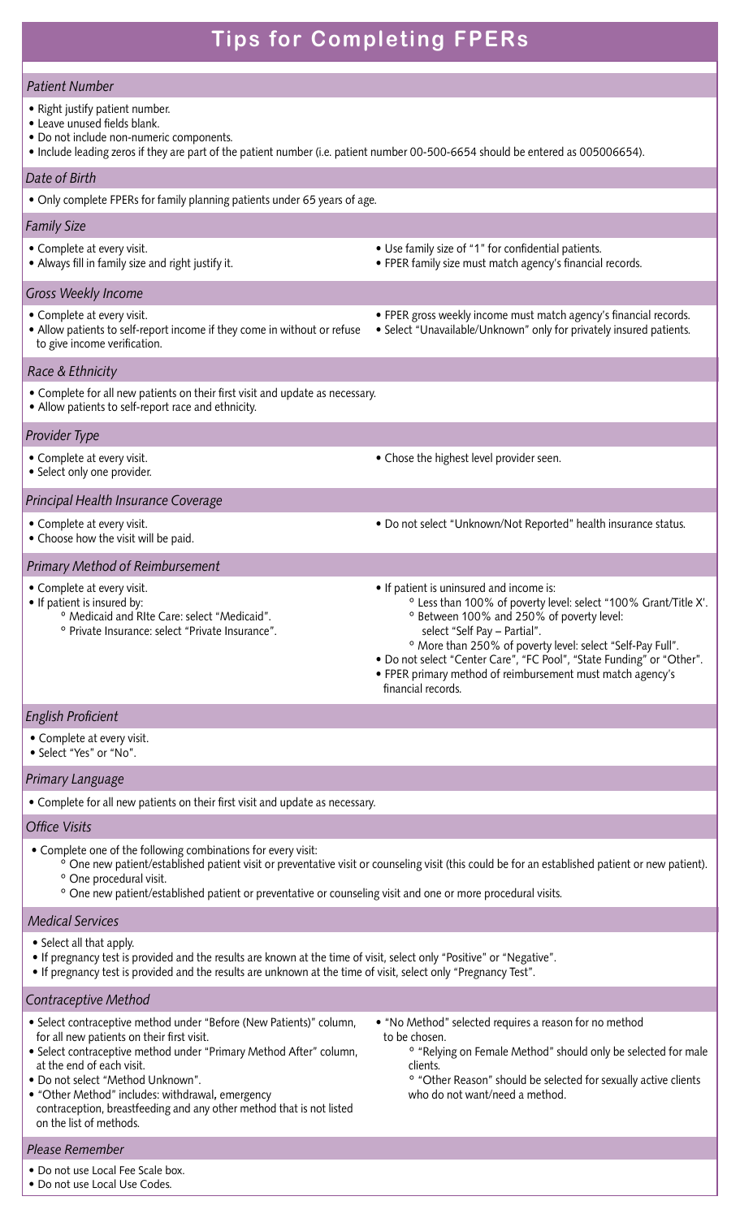# Tips for Completing FPERs

## Patient Number

- Right justify patient number.
- Leave unused fields blank.
- Do not include non-numeric components.
- Include leading zeros if they are part of the patient number (i.e. patient number 00-500-6654 should be entered as 005006654).

## Date of Birth

- Only complete FPERs for family planning patients under 65 years of age.

## Family Size

- Complete at every visit.
- Always fill in family size and right justify it.
- Use family size of "1" for confidential patients.
- FPER family size must match agency's financial records.

## Gross Weekly Income

- Complete at every visit.
- Allow patients to self-report income if they come in without or refuse to give income verification.
- FPER gross weekly income must match agency's financial records.
- Select "Unavailable/Unknown" only for privately insured patients.

## Race & Ethnicity

- Complete for all new patients on their first visit and update as necessary.
- Allow patients to self-report race and ethnicity.

## Provider Type

- Complete at every visit.
- Select only one provider.
- Chose the highest level provider seen.

## Principal Health Insurance Coverage

- Complete at every visit.
- Choose how the visit will be paid.
- Do not select "Unknown/Not Reported" health insurance status.

## Primary Method of Reimbursement

- Complete at every visit.
- If patient is insured by:
  - Medicaid and RIte Care: select "Medicaid".
  - Private Insurance: select "Private Insurance".
- If patient is uninsured and income is:
  - Less than 100% of poverty level: select "100% Grant/Title X'.
  - Between 100% and 250% of poverty level: select "Self Pay – Partial".
  - More than 250% of poverty level: select "Self-Pay Full".
- Do not select "Center Care", "FC Pool", "State Funding" or "Other".
- FPER primary method of reimbursement must match agency's financial records.

## English Proficient

- Complete at every visit.
- Select "Yes" or "No".

## Primary Language

- Complete for all new patients on their first visit and update as necessary.

## Office Visits

- Complete one of the following combinations for every visit:
  - One new patient/established patient visit or preventative visit or counseling visit (this could be for an established patient or new patient).
  - One procedural visit.
  - One new patient/established patient or preventative or counseling visit and one or more procedural visits.

## Medical Services

- Select all that apply.
- If pregnancy test is provided and the results are known at the time of visit, select only "Positive" or "Negative".
- If pregnancy test is provided and the results are unknown at the time of visit, select only "Pregnancy Test".

## Contraceptive Method

- Select contraceptive method under "Before (New Patients)" column, for all new patients on their first visit.
- Select contraceptive method under "Primary Method After" column, at the end of each visit.
- Do not select "Method Unknown".
- "Other Method" includes: withdrawal, emergency contraception, breastfeeding and any other method that is not listed on the list of methods.
- "No Method" selected requires a reason for no method to be chosen.
  - "Relying on Female Method" should only be selected for male clients.
  - "Other Reason" should be selected for sexually active clients who do not want/need a method.

## Please Remember

- Do not use Local Fee Scale box.
- Do not use Local Use Codes.